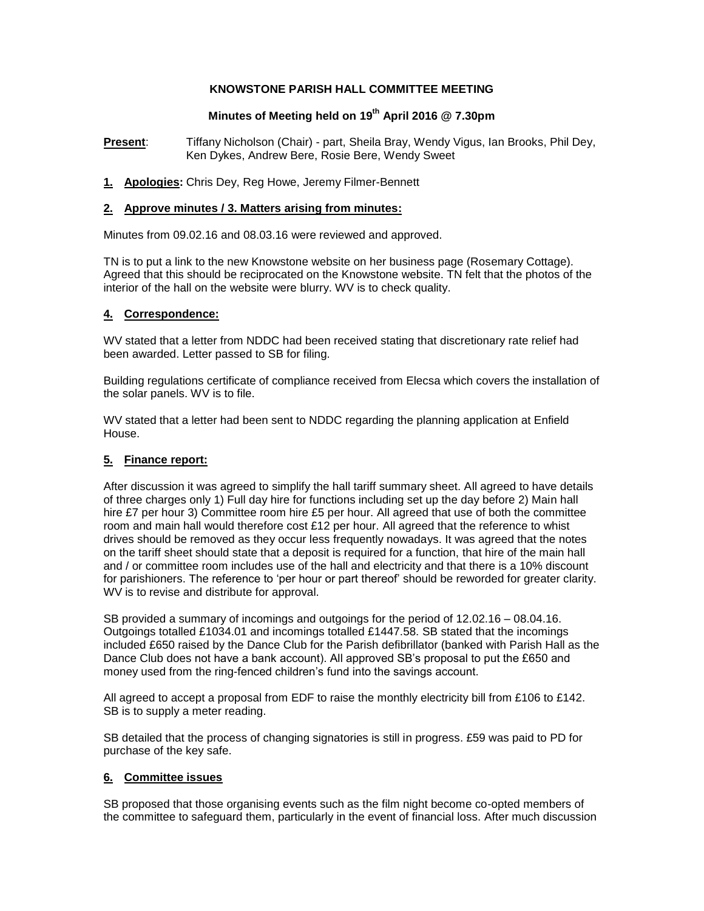# KNOWSTONE PARISH HALL COMMITTEE MEETING

## Minutes of Meeting held on 19th April 2016 @ 7.30pm

**Present**: Tiffany Nicholson (Chair) - part, Sheila Bray, Wendy Vigus, Ian Brooks, Phil Dey, Ken Dykes, Andrew Bere, Rosie Bere, Wendy Sweet

**1. Apologies:** Chris Dey, Reg Howe, Jeremy Filmer-Bennett

**2. Approve minutes / 3. Matters arising from minutes:**

Minutes from 09.02.16 and 08.03.16 were reviewed and approved.

TN is to put a link to the new Knowstone website on her business page (Rosemary Cottage). Agreed that this should be reciprocated on the Knowstone website. TN felt that the photos of the interior of the hall on the website were blurry. WV is to check quality.

**4. Correspondence:**

WV stated that a letter from NDDC had been received stating that discretionary rate relief had been awarded. Letter passed to SB for filing.

Building regulations certificate of compliance received from Elecsa which covers the installation of the solar panels. WV is to file.

WV stated that a letter had been sent to NDDC regarding the planning application at Enfield House.

**5. Finance report:**

After discussion it was agreed to simplify the hall tariff summary sheet. All agreed to have details of three charges only 1) Full day hire for functions including set up the day before 2) Main hall hire £7 per hour 3) Committee room hire £5 per hour. All agreed that use of both the committee room and main hall would therefore cost £12 per hour. All agreed that the reference to whist drives should be removed as they occur less frequently nowadays. It was agreed that the notes on the tariff sheet should state that a deposit is required for a function, that hire of the main hall and / or committee room includes use of the hall and electricity and that there is a 10% discount for parishioners. The reference to 'per hour or part thereof' should be reworded for greater clarity. WV is to revise and distribute for approval.

SB provided a summary of incomings and outgoings for the period of 12.02.16 – 08.04.16. Outgoings totalled £1034.01 and incomings totalled £1447.58. SB stated that the incomings included £650 raised by the Dance Club for the Parish defibrillator (banked with Parish Hall as the Dance Club does not have a bank account). All approved SB's proposal to put the £650 and money used from the ring-fenced children's fund into the savings account.

All agreed to accept a proposal from EDF to raise the monthly electricity bill from £106 to £142. SB is to supply a meter reading.

SB detailed that the process of changing signatories is still in progress. £59 was paid to PD for purchase of the key safe.

**6. Committee issues**

SB proposed that those organising events such as the film night become co-opted members of the committee to safeguard them, particularly in the event of financial loss. After much discussion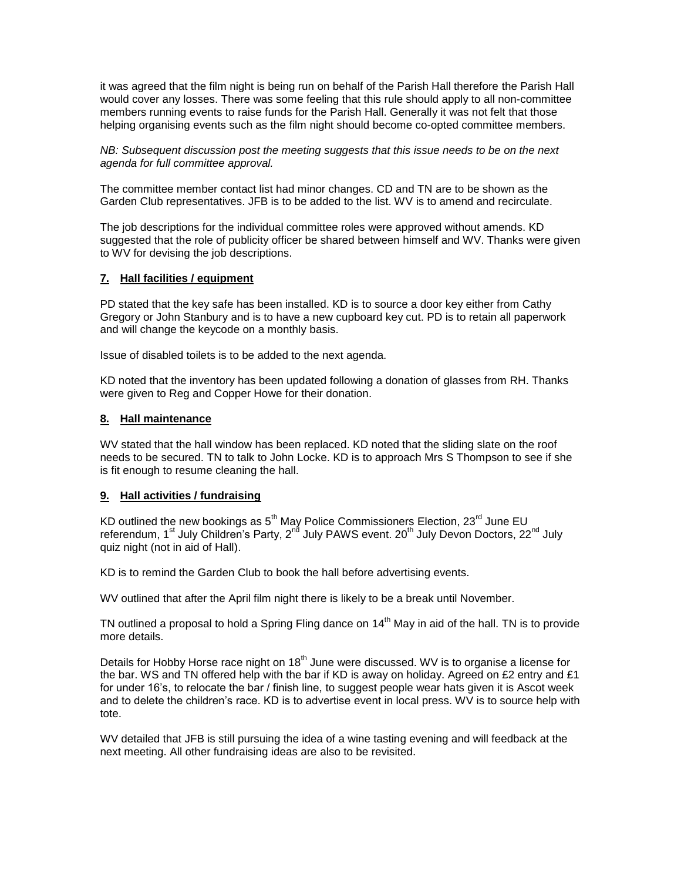it was agreed that the film night is being run on behalf of the Parish Hall therefore the Parish Hall would cover any losses. There was some feeling that this rule should apply to all non-committee members running events to raise funds for the Parish Hall. Generally it was not felt that those helping organising events such as the film night should become co-opted committee members.

*NB: Subsequent discussion post the meeting suggests that this issue needs to be on the next agenda for full committee approval.*

The committee member contact list had minor changes. CD and TN are to be shown as the Garden Club representatives. JFB is to be added to the list. WV is to amend and recirculate.

The job descriptions for the individual committee roles were approved without amends. KD suggested that the role of publicity officer be shared between himself and WV. Thanks were given to WV for devising the job descriptions.

## 7. Hall facilities / equipment

PD stated that the key safe has been installed. KD is to source a door key either from Cathy Gregory or John Stanbury and is to have a new cupboard key cut. PD is to retain all paperwork and will change the keycode on a monthly basis.

Issue of disabled toilets is to be added to the next agenda.

KD noted that the inventory has been updated following a donation of glasses from RH. Thanks were given to Reg and Copper Howe for their donation.

## 8. Hall maintenance

WV stated that the hall window has been replaced. KD noted that the sliding slate on the roof needs to be secured. TN to talk to John Locke. KD is to approach Mrs S Thompson to see if she is fit enough to resume cleaning the hall.

## 9. Hall activities / fundraising

KD outlined the new bookings as 5th May Police Commissioners Election, 23rd June EU referendum, 1st July Children's Party, 2nd July PAWS event. 20th July Devon Doctors, 22nd July quiz night (not in aid of Hall).

KD is to remind the Garden Club to book the hall before advertising events.

WV outlined that after the April film night there is likely to be a break until November.

TN outlined a proposal to hold a Spring Fling dance on 14th May in aid of the hall. TN is to provide more details.

Details for Hobby Horse race night on 18th June were discussed. WV is to organise a license for the bar. WS and TN offered help with the bar if KD is away on holiday. Agreed on £2 entry and £1 for under 16's, to relocate the bar / finish line, to suggest people wear hats given it is Ascot week and to delete the children's race. KD is to advertise event in local press. WV is to source help with tote.

WV detailed that JFB is still pursuing the idea of a wine tasting evening and will feedback at the next meeting. All other fundraising ideas are also to be revisited.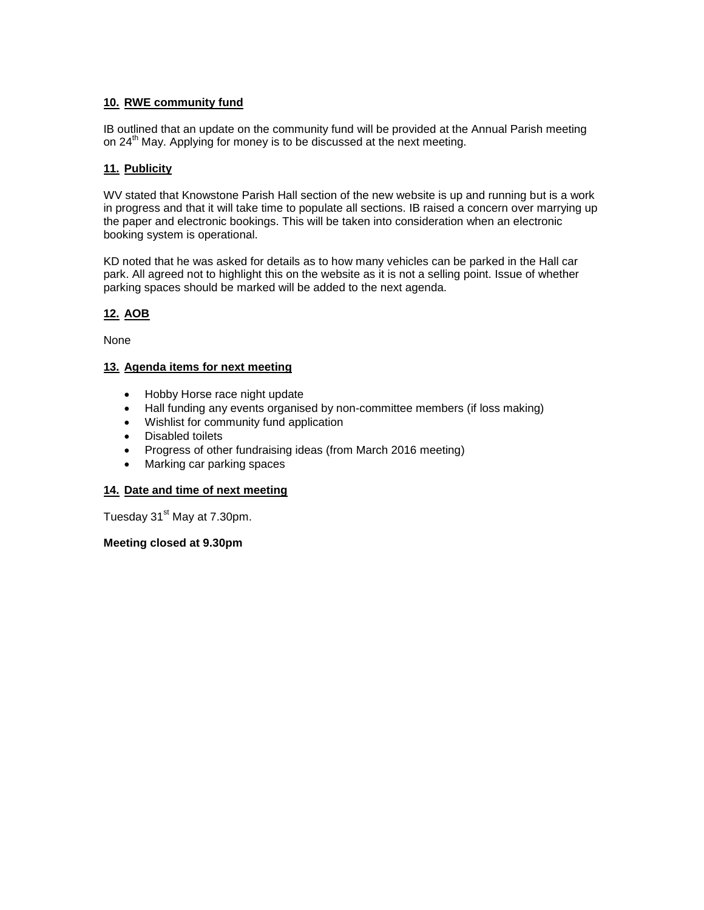## 10. RWE community fund

IB outlined that an update on the community fund will be provided at the Annual Parish meeting on 24th May. Applying for money is to be discussed at the next meeting.

## 11. Publicity

WV stated that Knowstone Parish Hall section of the new website is up and running but is a work in progress and that it will take time to populate all sections. IB raised a concern over marrying up the paper and electronic bookings. This will be taken into consideration when an electronic booking system is operational.

KD noted that he was asked for details as to how many vehicles can be parked in the Hall car park. All agreed not to highlight this on the website as it is not a selling point. Issue of whether parking spaces should be marked will be added to the next agenda.

## 12. AOB

None

## 13. Agenda items for next meeting

- Hobby Horse race night update
- Hall funding any events organised by non-committee members (if loss making)
- Wishlist for community fund application
- Disabled toilets
- Progress of other fundraising ideas (from March 2016 meeting)
- Marking car parking spaces

## 14. Date and time of next meeting

Tuesday 31st May at 7.30pm.

**Meeting closed at 9.30pm**